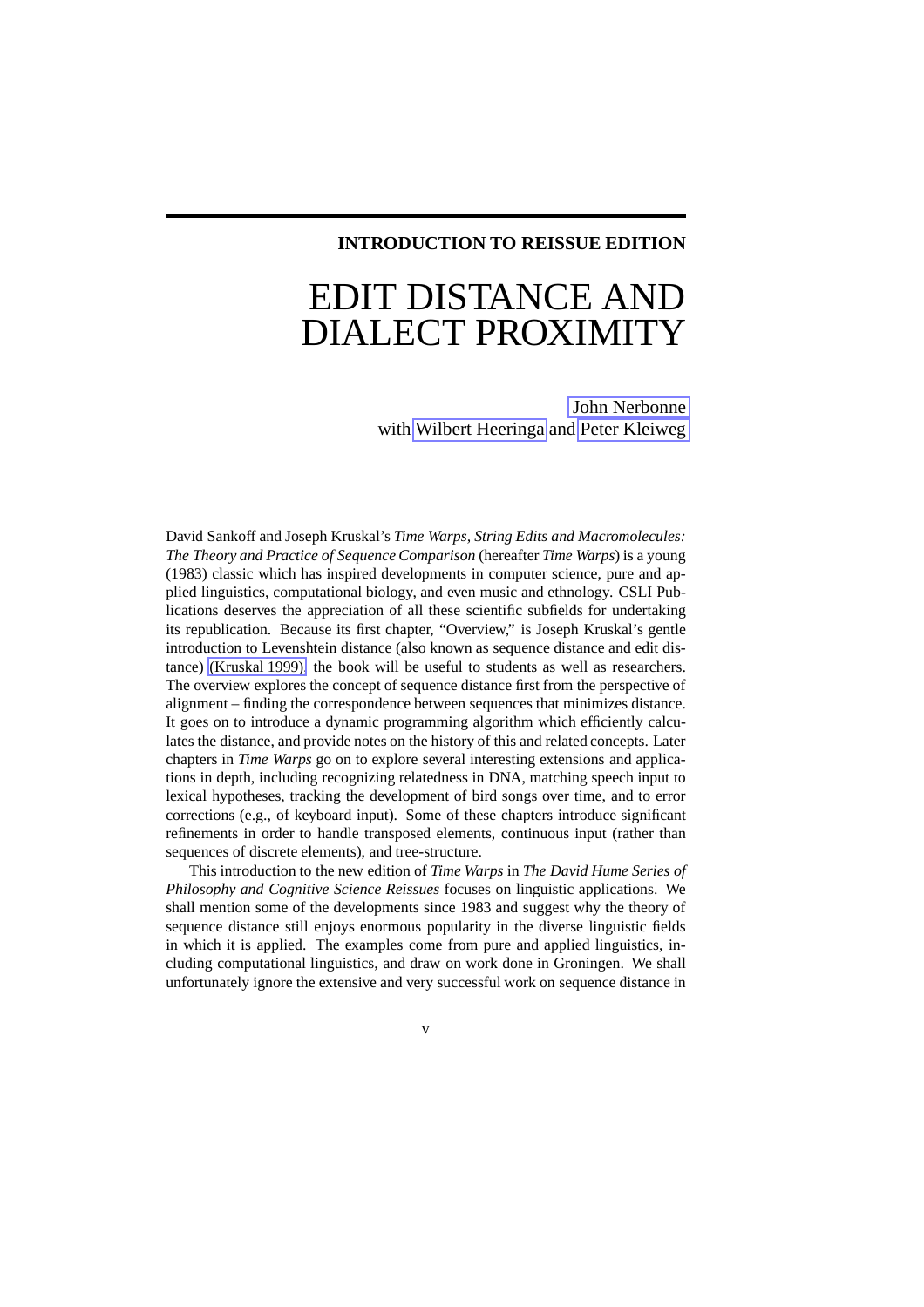**INTRODUCTION TO REISSUE EDITION**

# EDIT DISTANCE AND DIALECT PROXIMITY

John Nerbonne
with Wilbert Heeringa and Peter Kleiweg

David Sankoff and Joseph Kruskal's *Time Warps, String Edits and Macromolecules: The Theory and Practice of Sequence Comparison* (hereafter *Time Warps*) is a young (1983) classic which has inspired developments in computer science, pure and applied linguistics, computational biology, and even music and ethnology. CSLI Publications deserves the appreciation of all these scientific subfields for undertaking its republication. Because its first chapter, "Overview," is Joseph Kruskal's gentle introduction to Levenshtein distance (also known as sequence distance and edit distance) (Kruskal 1999), the book will be useful to students as well as researchers. The overview explores the concept of sequence distance first from the perspective of alignment – finding the correspondence between sequences that minimizes distance. It goes on to introduce a dynamic programming algorithm which efficiently calculates the distance, and provide notes on the history of this and related concepts. Later chapters in *Time Warps* go on to explore several interesting extensions and applications in depth, including recognizing relatedness in DNA, matching speech input to lexical hypotheses, tracking the development of bird songs over time, and to error corrections (e.g., of keyboard input). Some of these chapters introduce significant refinements in order to handle transposed elements, continuous input (rather than sequences of discrete elements), and tree-structure.

This introduction to the new edition of *Time Warps* in *The David Hume Series of Philosophy and Cognitive Science Reissues* focuses on linguistic applications. We shall mention some of the developments since 1983 and suggest why the theory of sequence distance still enjoys enormous popularity in the diverse linguistic fields in which it is applied. The examples come from pure and applied linguistics, including computational linguistics, and draw on work done in Groningen. We shall unfortunately ignore the extensive and very successful work on sequence distance in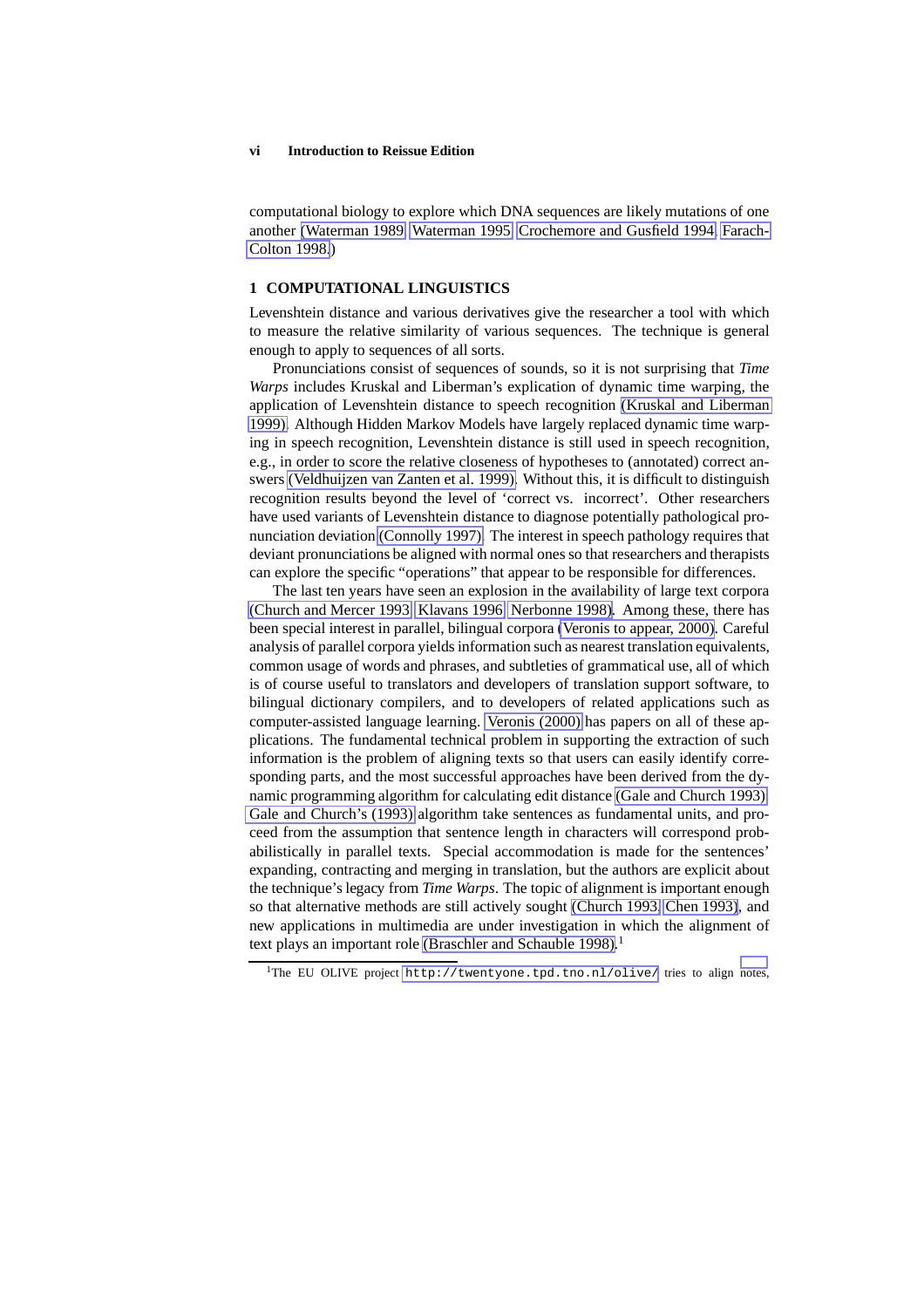computational biology to explore which DNA sequences are likely mutations of one another (Waterman 1989; Waterman 1995; Crochemore and Gusfield 1994; Farach-Colton 1998.)

## 1 COMPUTATIONAL LINGUISTICS

Levenshtein distance and various derivatives give the researcher a tool with which to measure the relative similarity of various sequences. The technique is general enough to apply to sequences of all sorts.

Pronunciations consist of sequences of sounds, so it is not surprising that *Time Warps* includes Kruskal and Liberman's explication of dynamic time warping, the application of Levenshtein distance to speech recognition (Kruskal and Liberman 1999). Although Hidden Markov Models have largely replaced dynamic time warping in speech recognition, Levenshtein distance is still used in speech recognition, e.g., in order to score the relative closeness of hypotheses to (annotated) correct answers (Veldhuijzen van Zanten et al. 1999). Without this, it is difficult to distinguish recognition results beyond the level of 'correct vs. incorrect'. Other researchers have used variants of Levenshtein distance to diagnose potentially pathological pronunciation deviation (Connolly 1997). The interest in speech pathology requires that deviant pronunciations be aligned with normal ones so that researchers and therapists can explore the specific "operations" that appear to be responsible for differences.

The last ten years have seen an explosion in the availability of large text corpora (Church and Mercer 1993; Klavans 1996; Nerbonne 1998). Among these, there has been special interest in parallel, bilingual corpora (Veronis to appear, 2000). Careful analysis of parallel corpora yields information such as nearest translation equivalents, common usage of words and phrases, and subtleties of grammatical use, all of which is of course useful to translators and developers of translation support software, to bilingual dictionary compilers, and to developers of related applications such as computer-assisted language learning. Veronis (2000) has papers on all of these applications. The fundamental technical problem in supporting the extraction of such information is the problem of aligning texts so that users can easily identify corresponding parts, and the most successful approaches have been derived from the dynamic programming algorithm for calculating edit distance (Gale and Church 1993). Gale and Church's (1993) algorithm take sentences as fundamental units, and proceed from the assumption that sentence length in characters will correspond probabilistically in parallel texts. Special accommodation is made for the sentences' expanding, contracting and merging in translation, but the authors are explicit about the technique's legacy from *Time Warps*. The topic of alignment is important enough so that alternative methods are still actively sought (Church 1993; Chen 1993), and new applications in multimedia are under investigation in which the alignment of text plays an important role (Braschler and Schauble 1998).[1]

---

[1]The EU OLIVE project `http://twentyone.tpd.tno.nl/olive/` tries to align notes,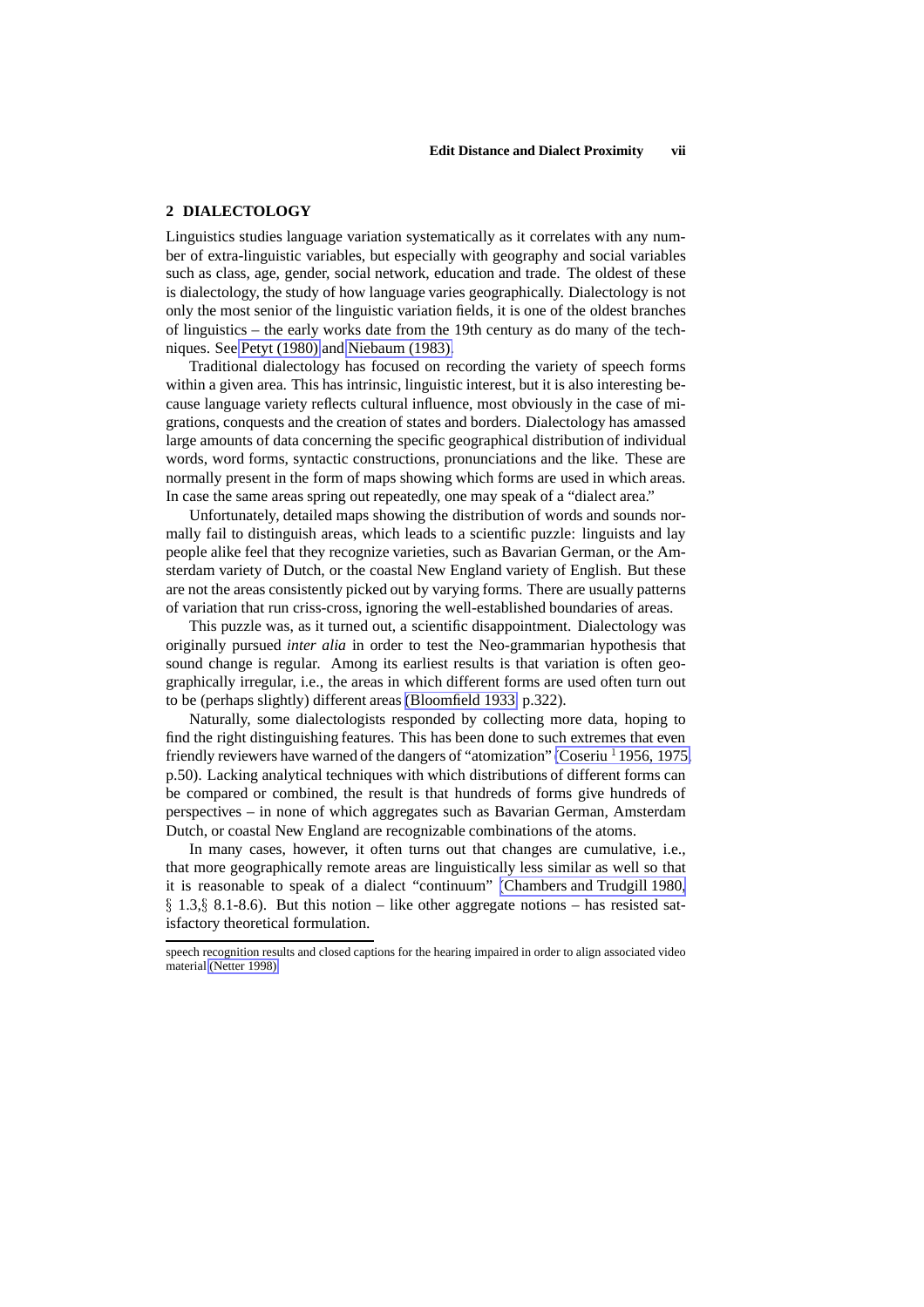## 2 DIALECTOLOGY

Linguistics studies language variation systematically as it correlates with any number of extra-linguistic variables, but especially with geography and social variables such as class, age, gender, social network, education and trade. The oldest of these is dialectology, the study of how language varies geographically. Dialectology is not only the most senior of the linguistic variation fields, it is one of the oldest branches of linguistics – the early works date from the 19th century as do many of the techniques. See Petyt (1980) and Niebaum (1983).

Traditional dialectology has focused on recording the variety of speech forms within a given area. This has intrinsic, linguistic interest, but it is also interesting because language variety reflects cultural influence, most obviously in the case of migrations, conquests and the creation of states and borders. Dialectology has amassed large amounts of data concerning the specific geographical distribution of individual words, word forms, syntactic constructions, pronunciations and the like. These are normally present in the form of maps showing which forms are used in which areas. In case the same areas spring out repeatedly, one may speak of a "dialect area."

Unfortunately, detailed maps showing the distribution of words and sounds normally fail to distinguish areas, which leads to a scientific puzzle: linguists and lay people alike feel that they recognize varieties, such as Bavarian German, or the Amsterdam variety of Dutch, or the coastal New England variety of English. But these are not the areas consistently picked out by varying forms. There are usually patterns of variation that run criss-cross, ignoring the well-established boundaries of areas.

This puzzle was, as it turned out, a scientific disappointment. Dialectology was originally pursued *inter alia* in order to test the Neo-grammarian hypothesis that sound change is regular. Among its earliest results is that variation is often geographically irregular, i.e., the areas in which different forms are used often turn out to be (perhaps slightly) different areas (Bloomfield 1933, p.322).

Naturally, some dialectologists responded by collecting more data, hoping to find the right distinguishing features. This has been done to such extremes that even friendly reviewers have warned of the dangers of "atomization" (Coseriu [1] 1956, 1975, p.50). Lacking analytical techniques with which distributions of different forms can be compared or combined, the result is that hundreds of forms give hundreds of perspectives – in none of which aggregates such as Bavarian German, Amsterdam Dutch, or coastal New England are recognizable combinations of the atoms.

In many cases, however, it often turns out that changes are cumulative, i.e., that more geographically remote areas are linguistically less similar as well so that it is reasonable to speak of a dialect "continuum" (Chambers and Trudgill 1980, § 1.3,§ 8.1-8.6). But this notion – like other aggregate notions – has resisted satisfactory theoretical formulation.

---

speech recognition results and closed captions for the hearing impaired in order to align associated video material (Netter 1998).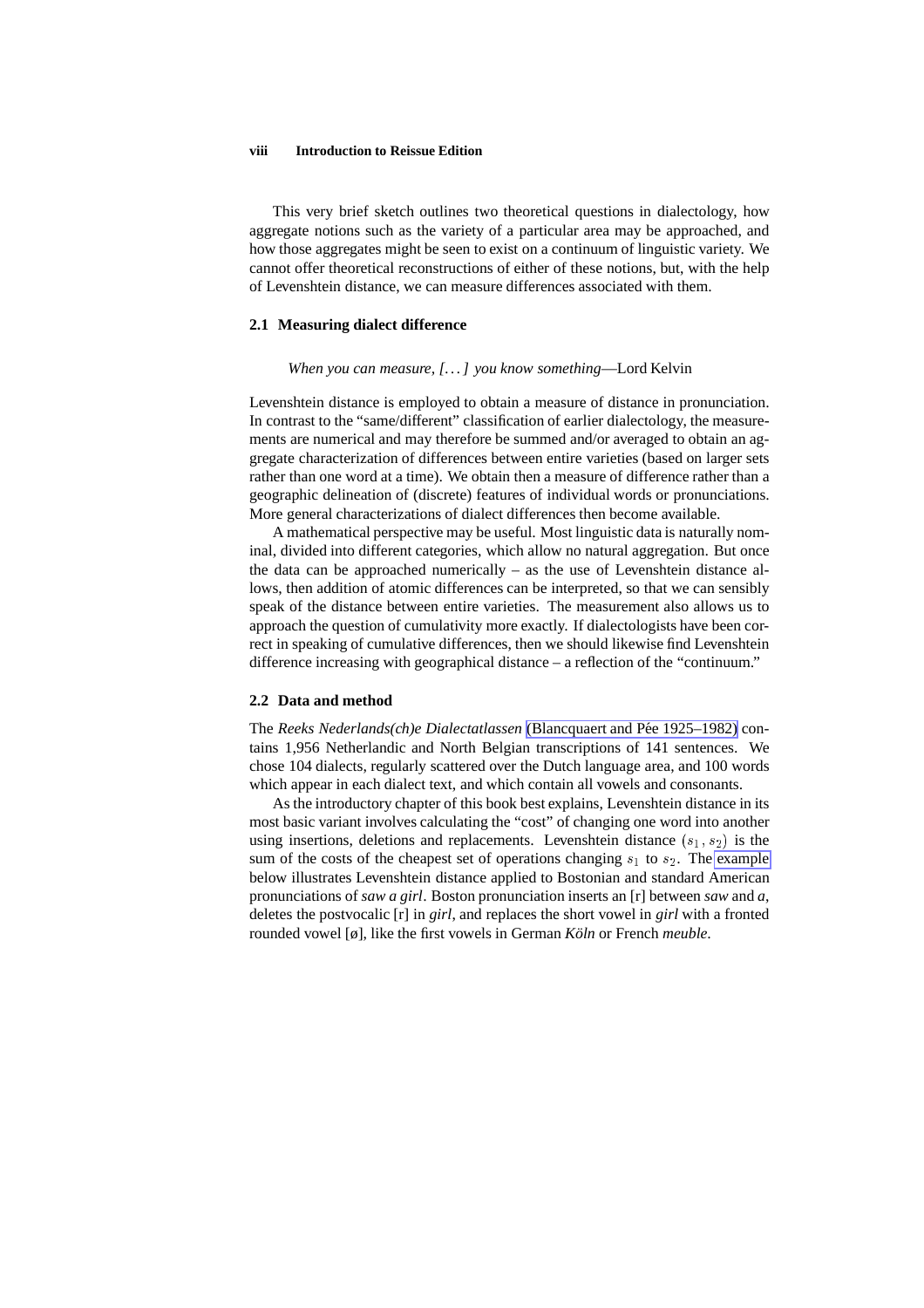This very brief sketch outlines two theoretical questions in dialectology, how aggregate notions such as the variety of a particular area may be approached, and how those aggregates might be seen to exist on a continuum of linguistic variety. We cannot offer theoretical reconstructions of either of these notions, but, with the help of Levenshtein distance, we can measure differences associated with them.

## 2.1 Measuring dialect difference

*When you can measure, [...] you know something*—Lord Kelvin

Levenshtein distance is employed to obtain a measure of distance in pronunciation. In contrast to the "same/different" classification of earlier dialectology, the measurements are numerical and may therefore be summed and/or averaged to obtain an aggregate characterization of differences between entire varieties (based on larger sets rather than one word at a time). We obtain then a measure of difference rather than a geographic delineation of (discrete) features of individual words or pronunciations. More general characterizations of dialect differences then become available.

A mathematical perspective may be useful. Most linguistic data is naturally nominal, divided into different categories, which allow no natural aggregation. But once the data can be approached numerically – as the use of Levenshtein distance allows, then addition of atomic differences can be interpreted, so that we can sensibly speak of the distance between entire varieties. The measurement also allows us to approach the question of cumulativity more exactly. If dialectologists have been correct in speaking of cumulative differences, then we should likewise find Levenshtein difference increasing with geographical distance – a reflection of the "continuum."

## 2.2 Data and method

The *Reeks Nederlands(ch)e Dialectatlassen* (Blancquaert and Pée 1925–1982) contains 1,956 Netherlandic and North Belgian transcriptions of 141 sentences. We chose 104 dialects, regularly scattered over the Dutch language area, and 100 words which appear in each dialect text, and which contain all vowels and consonants.

As the introductory chapter of this book best explains, Levenshtein distance in its most basic variant involves calculating the "cost" of changing one word into another using insertions, deletions and replacements. Levenshtein distance $(s_1, s_2)$ is the sum of the costs of the cheapest set of operations changing $s_1$ to $s_2$. The example below illustrates Levenshtein distance applied to Bostonian and standard American pronunciations of *saw a girl*. Boston pronunciation inserts an [r] between *saw* and *a*, deletes the postvocalic [r] in *girl*, and replaces the short vowel in *girl* with a fronted rounded vowel [ø], like the first vowels in German *Köln* or French *meuble*.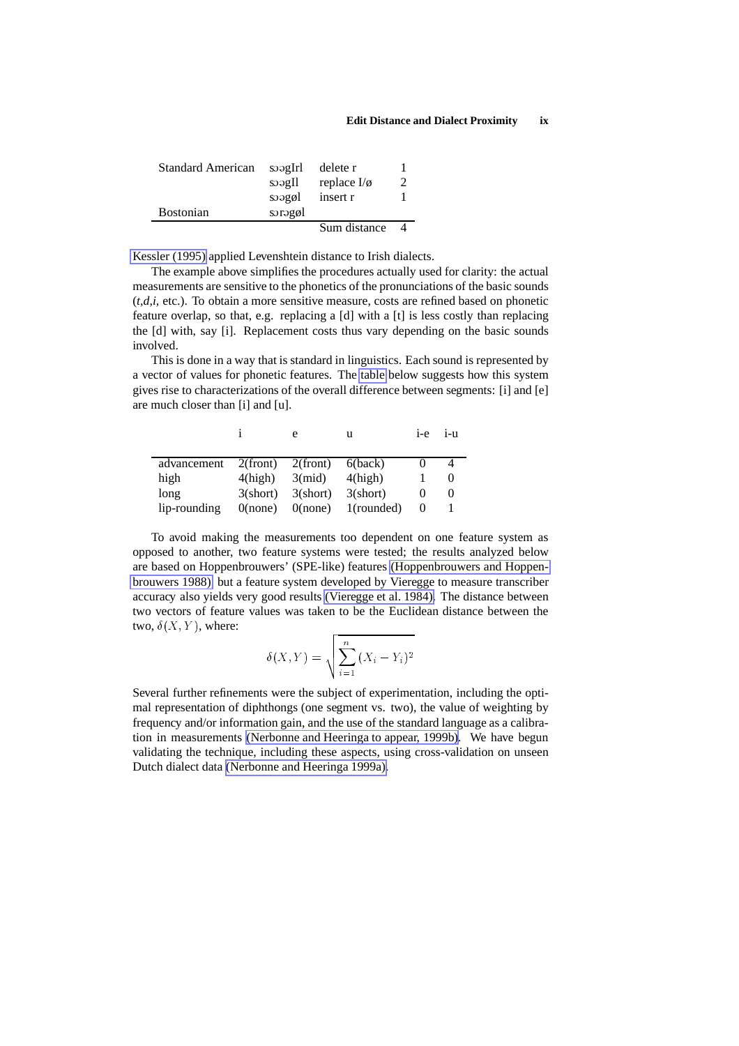| Standard American | sɔəgIrl | delete r | 1 |
|---|---|---|---|
| | sɔəgIl | replace I/ø | 2 |
| | sɔəgøl | insert r | 1 |
| Bostonian | sɔrəgøl | | |
| | | Sum distance | 4 |

Kessler (1995) applied Levenshtein distance to Irish dialects.

The example above simplifies the procedures actually used for clarity: the actual measurements are sensitive to the phonetics of the pronunciations of the basic sounds (*t,d,i,* etc.). To obtain a more sensitive measure, costs are refined based on phonetic feature overlap, so that, e.g. replacing a [d] with a [t] is less costly than replacing the [d] with, say [i]. Replacement costs thus vary depending on the basic sounds involved.

This is done in a way that is standard in linguistics. Each sound is represented by a vector of values for phonetic features. The table below suggests how this system gives rise to characterizations of the overall difference between segments: [i] and [e] are much closer than [i] and [u].

| | i | e | u | i-e | i-u |
|---|---|---|---|---|---|
| advancement | 2(front) | 2(front) | 6(back) | 0 | 4 |
| high | 4(high) | 3(mid) | 4(high) | 1 | 0 |
| long | 3(short) | 3(short) | 3(short) | 0 | 0 |
| lip-rounding | 0(none) | 0(none) | 1(rounded) | 0 | 1 |

To avoid making the measurements too dependent on one feature system as opposed to another, two feature systems were tested; the results analyzed below are based on Hoppenbrouwers' (SPE-like) features (Hoppenbrouwers and Hoppenbrouwers 1988), but a feature system developed by Vieregge to measure transcriber accuracy also yields very good results (Vieregge et al. 1984). The distance between two vectors of feature values was taken to be the Euclidean distance between the two, $\delta(X, Y)$, where:

$$\delta(X, Y) = \sqrt{\sum_{i=1}^{n} (X_i - Y_i)^2}$$

Several further refinements were the subject of experimentation, including the optimal representation of diphthongs (one segment vs. two), the value of weighting by frequency and/or information gain, and the use of the standard language as a calibration in measurements (Nerbonne and Heeringa to appear, 1999b). We have begun validating the technique, including these aspects, using cross-validation on unseen Dutch dialect data (Nerbonne and Heeringa 1999a).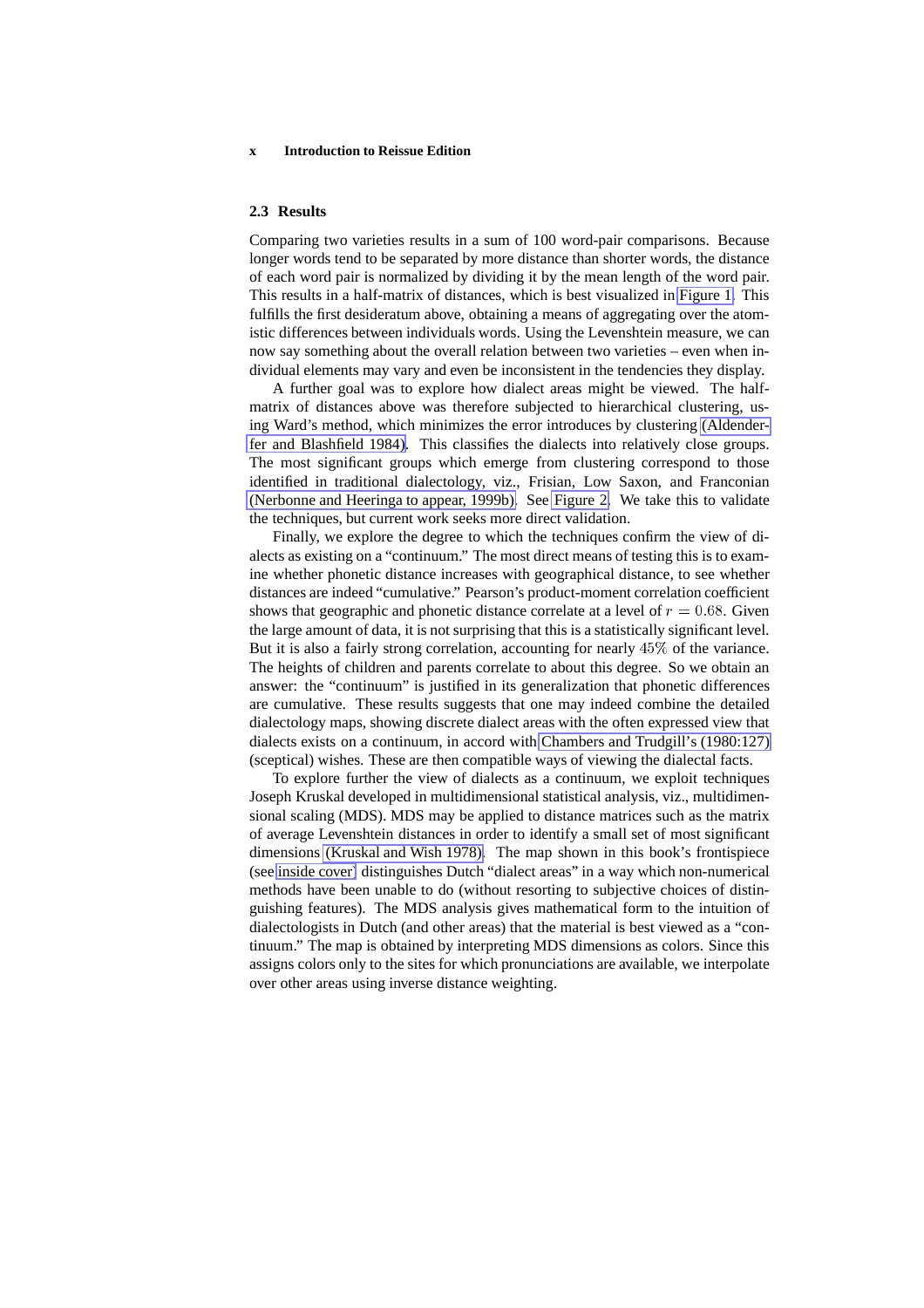## 2.3 Results

Comparing two varieties results in a sum of 100 word-pair comparisons. Because longer words tend to be separated by more distance than shorter words, the distance of each word pair is normalized by dividing it by the mean length of the word pair. This results in a half-matrix of distances, which is best visualized in Figure 1. This fulfills the first desideratum above, obtaining a means of aggregating over the atomistic differences between individuals words. Using the Levenshtein measure, we can now say something about the overall relation between two varieties – even when individual elements may vary and even be inconsistent in the tendencies they display.

A further goal was to explore how dialect areas might be viewed. The half-matrix of distances above was therefore subjected to hierarchical clustering, using Ward's method, which minimizes the error introduces by clustering (Aldenderfer and Blashfield 1984). This classifies the dialects into relatively close groups. The most significant groups which emerge from clustering correspond to those identified in traditional dialectology, viz., Frisian, Low Saxon, and Franconian (Nerbonne and Heeringa to appear, 1999b). See Figure 2. We take this to validate the techniques, but current work seeks more direct validation.

Finally, we explore the degree to which the techniques confirm the view of dialects as existing on a "continuum." The most direct means of testing this is to examine whether phonetic distance increases with geographical distance, to see whether distances are indeed "cumulative." Pearson's product-moment correlation coefficient shows that geographic and phonetic distance correlate at a level of $r = 0.68$. Given the large amount of data, it is not surprising that this is a statistically significant level. But it is also a fairly strong correlation, accounting for nearly $45\%$ of the variance. The heights of children and parents correlate to about this degree. So we obtain an answer: the "continuum" is justified in its generalization that phonetic differences are cumulative. These results suggests that one may indeed combine the detailed dialectology maps, showing discrete dialect areas with the often expressed view that dialects exists on a continuum, in accord with Chambers and Trudgill's (1980:127) (sceptical) wishes. These are then compatible ways of viewing the dialectal facts.

To explore further the view of dialects as a continuum, we exploit techniques Joseph Kruskal developed in multidimensional statistical analysis, viz., multidimensional scaling (MDS). MDS may be applied to distance matrices such as the matrix of average Levenshtein distances in order to identify a small set of most significant dimensions (Kruskal and Wish 1978). The map shown in this book's frontispiece (see inside cover) distinguishes Dutch "dialect areas" in a way which non-numerical methods have been unable to do (without resorting to subjective choices of distinguishing features). The MDS analysis gives mathematical form to the intuition of dialectologists in Dutch (and other areas) that the material is best viewed as a "continuum." The map is obtained by interpreting MDS dimensions as colors. Since this assigns colors only to the sites for which pronunciations are available, we interpolate over other areas using inverse distance weighting.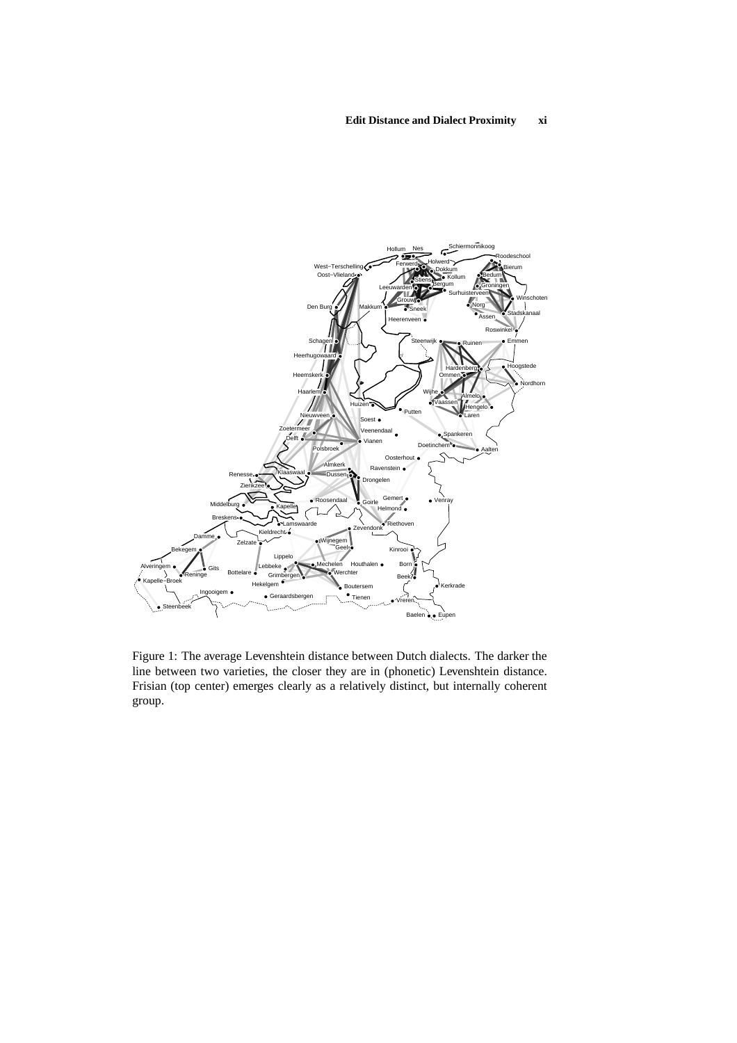Figure 1: The average Levenshtein distance between Dutch dialects. The darker the line between two varieties, the closer they are in (phonetic) Levenshtein distance. Frisian (top center) emerges clearly as a relatively distinct, but internally coherent group.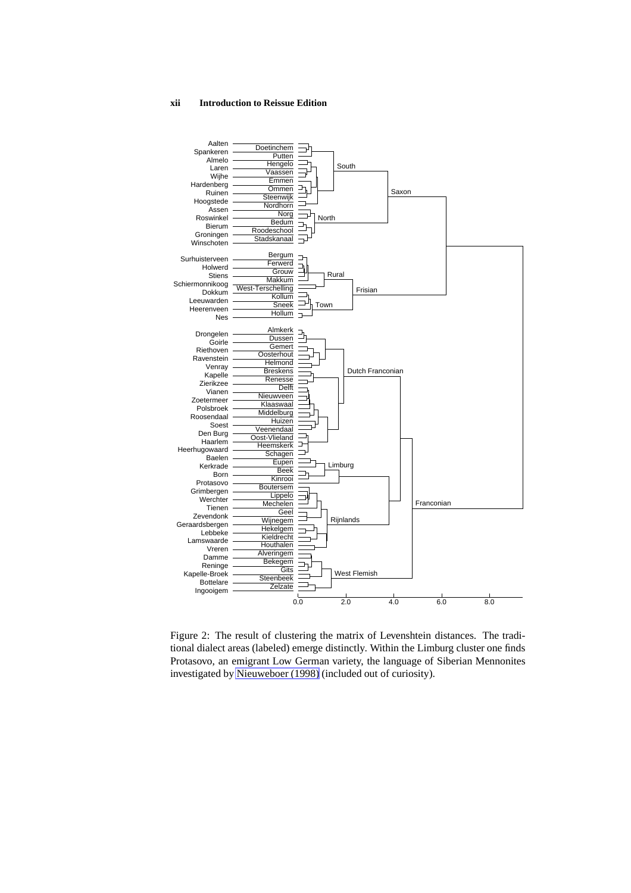Figure 2: The result of clustering the matrix of Levenshtein distances. The traditional dialect areas (labeled) emerge distinctly. Within the Limburg cluster one finds Protasovo, an emigrant Low German variety, the language of Siberian Mennonites investigated by Nieuweboer (1998) (included out of curiosity).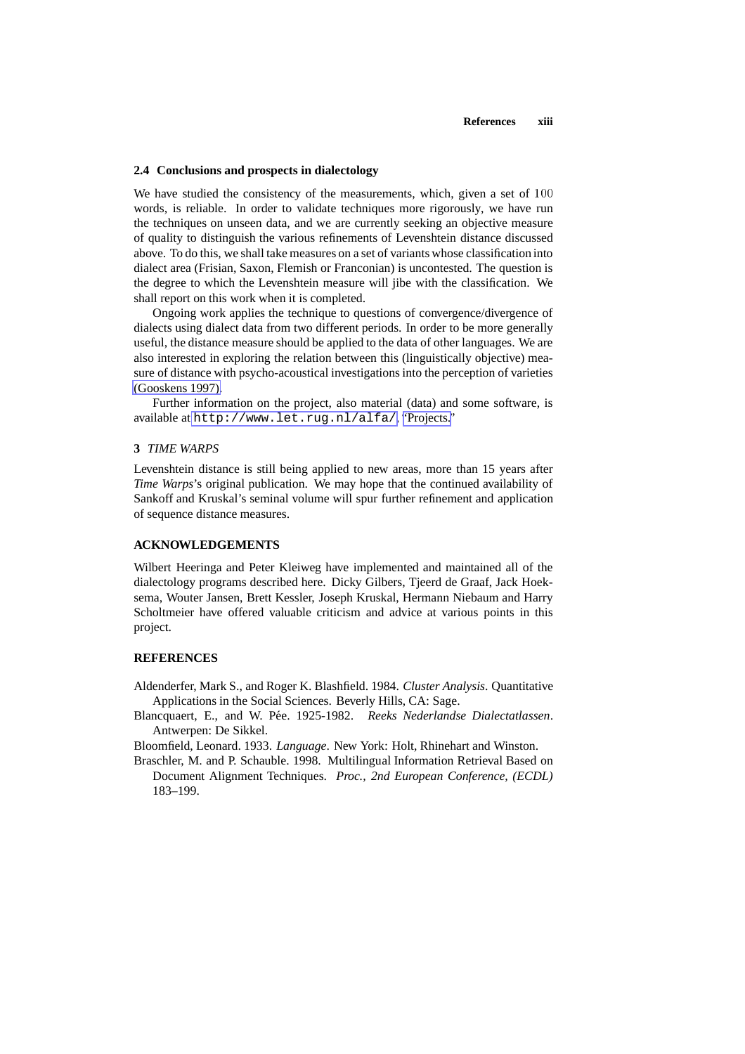### 2.4 Conclusions and prospects in dialectology

We have studied the consistency of the measurements, which, given a set of 100 words, is reliable. In order to validate techniques more rigorously, we have run the techniques on unseen data, and we are currently seeking an objective measure of quality to distinguish the various refinements of Levenshtein distance discussed above. To do this, we shall take measures on a set of variants whose classification into dialect area (Frisian, Saxon, Flemish or Franconian) is uncontested. The question is the degree to which the Levenshtein measure will jibe with the classification. We shall report on this work when it is completed.

Ongoing work applies the technique to questions of convergence/divergence of dialects using dialect data from two different periods. In order to be more generally useful, the distance measure should be applied to the data of other languages. We are also interested in exploring the relation between this (linguistically objective) measure of distance with psycho-acoustical investigations into the perception of varieties (Gooskens 1997).

Further information on the project, also material (data) and some software, is available at `http://www.let.rug.nl/alfa/`, "Projects."

## 3 *TIME WARPS*

Levenshtein distance is still being applied to new areas, more than 15 years after *Time Warps*'s original publication. We may hope that the continued availability of Sankoff and Kruskal's seminal volume will spur further refinement and application of sequence distance measures.

## ACKNOWLEDGEMENTS

Wilbert Heeringa and Peter Kleiweg have implemented and maintained all of the dialectology programs described here. Dicky Gilbers, Tjeerd de Graaf, Jack Hoeksema, Wouter Jansen, Brett Kessler, Joseph Kruskal, Hermann Niebaum and Harry Scholtmeier have offered valuable criticism and advice at various points in this project.

## REFERENCES

Aldenderfer, Mark S., and Roger K. Blashfield. 1984. *Cluster Analysis*. Quantitative Applications in the Social Sciences. Beverly Hills, CA: Sage.

Blancquaert, E., and W. Pée. 1925-1982. *Reeks Nederlandse Dialectatlassen*. Antwerpen: De Sikkel.

Bloomfield, Leonard. 1933. *Language*. New York: Holt, Rhinehart and Winston.

Braschler, M. and P. Schauble. 1998. Multilingual Information Retrieval Based on Document Alignment Techniques. *Proc., 2nd European Conference, (ECDL)* 183–199.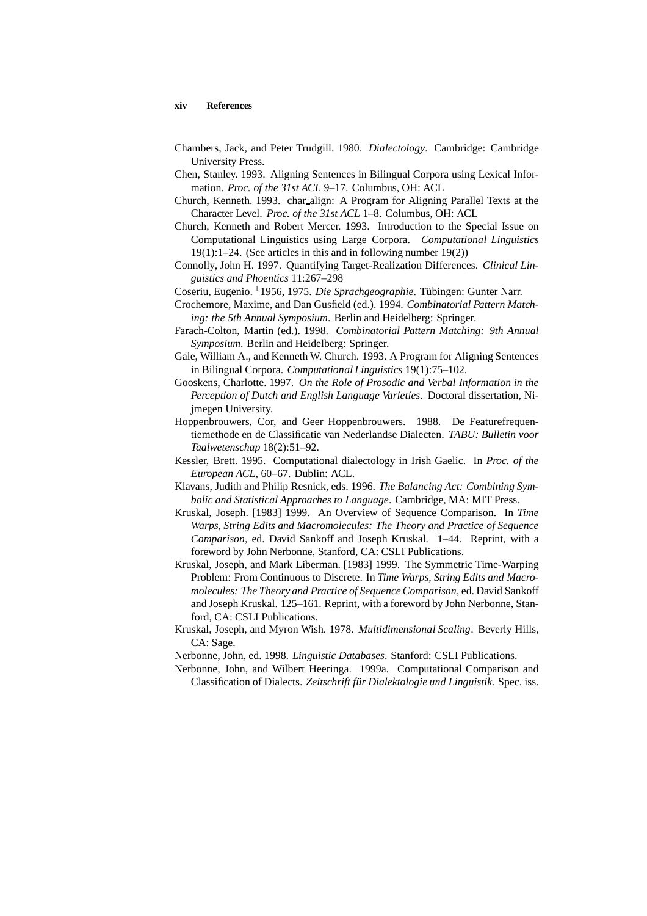Chambers, Jack, and Peter Trudgill. 1980. *Dialectology*. Cambridge: Cambridge University Press.

Chen, Stanley. 1993. Aligning Sentences in Bilingual Corpora using Lexical Information. *Proc. of the 31st ACL* 9–17. Columbus, OH: ACL

Church, Kenneth. 1993. char_align: A Program for Aligning Parallel Texts at the Character Level. *Proc. of the 31st ACL* 1–8. Columbus, OH: ACL

Church, Kenneth and Robert Mercer. 1993. Introduction to the Special Issue on Computational Linguistics using Large Corpora. *Computational Linguistics* 19(1):1–24. (See articles in this and in following number 19(2))

Connolly, John H. 1997. Quantifying Target-Realization Differences. *Clinical Linguistics and Phoentics* 11:267–298

Coseriu, Eugenio. [1] 1956, 1975. *Die Sprachgeographie*. Tübingen: Gunter Narr.

Crochemore, Maxime, and Dan Gusfield (ed.). 1994. *Combinatorial Pattern Matching: the 5th Annual Symposium*. Berlin and Heidelberg: Springer.

Farach-Colton, Martin (ed.). 1998. *Combinatorial Pattern Matching: 9th Annual Symposium*. Berlin and Heidelberg: Springer.

Gale, William A., and Kenneth W. Church. 1993. A Program for Aligning Sentences in Bilingual Corpora. *Computational Linguistics* 19(1):75–102.

Gooskens, Charlotte. 1997. *On the Role of Prosodic and Verbal Information in the Perception of Dutch and English Language Varieties*. Doctoral dissertation, Nijmegen University.

Hoppenbrouwers, Cor, and Geer Hoppenbrouwers. 1988. De Featurefrequentiemethode en de Classificatie van Nederlandse Dialecten. *TABU: Bulletin voor Taalwetenschap* 18(2):51–92.

Kessler, Brett. 1995. Computational dialectology in Irish Gaelic. In *Proc. of the European ACL*, 60–67. Dublin: ACL.

Klavans, Judith and Philip Resnick, eds. 1996. *The Balancing Act: Combining Symbolic and Statistical Approaches to Language*. Cambridge, MA: MIT Press.

Kruskal, Joseph. [1983] 1999. An Overview of Sequence Comparison. In *Time Warps, String Edits and Macromolecules: The Theory and Practice of Sequence Comparison*, ed. David Sankoff and Joseph Kruskal. 1–44. Reprint, with a foreword by John Nerbonne, Stanford, CA: CSLI Publications.

Kruskal, Joseph, and Mark Liberman. [1983] 1999. The Symmetric Time-Warping Problem: From Continuous to Discrete. In *Time Warps, String Edits and Macromolecules: The Theory and Practice of Sequence Comparison*, ed. David Sankoff and Joseph Kruskal. 125–161. Reprint, with a foreword by John Nerbonne, Stanford, CA: CSLI Publications.

Kruskal, Joseph, and Myron Wish. 1978. *Multidimensional Scaling*. Beverly Hills, CA: Sage.

Nerbonne, John, ed. 1998. *Linguistic Databases*. Stanford: CSLI Publications.

Nerbonne, John, and Wilbert Heeringa. 1999a. Computational Comparison and Classification of Dialects. *Zeitschrift für Dialektologie und Linguistik*. Spec. iss.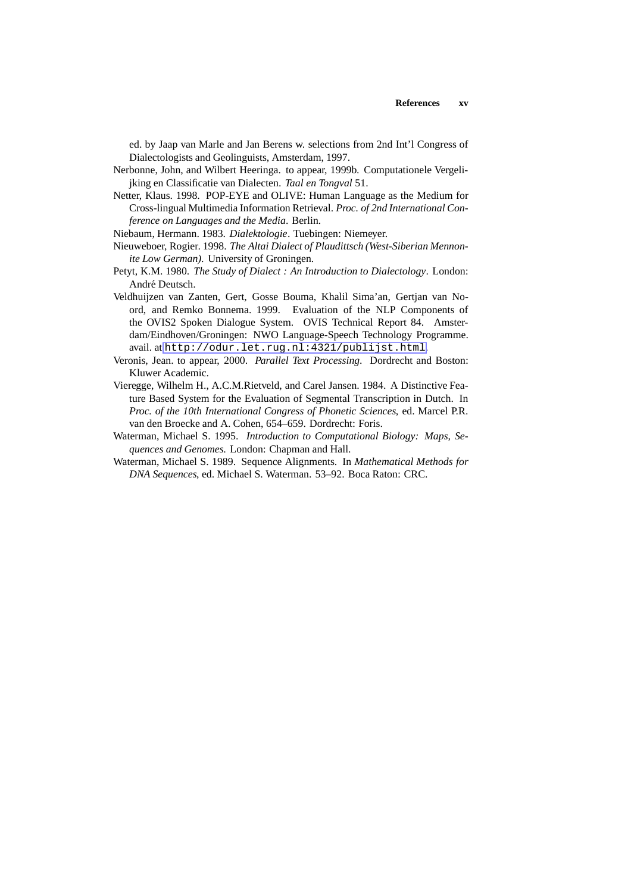ed. by Jaap van Marle and Jan Berens w. selections from 2nd Int'l Congress of Dialectologists and Geolinguists, Amsterdam, 1997.

Nerbonne, John, and Wilbert Heeringa. to appear, 1999b. Computationele Vergelijking en Classificatie van Dialecten. *Taal en Tongval* 51.

Netter, Klaus. 1998. POP-EYE and OLIVE: Human Language as the Medium for Cross-lingual Multimedia Information Retrieval. *Proc. of 2nd International Conference on Languages and the Media*. Berlin.

Niebaum, Hermann. 1983. *Dialektologie*. Tuebingen: Niemeyer.

Nieuweboer, Rogier. 1998. *The Altai Dialect of Plaudittsch (West-Siberian Mennonite Low German)*. University of Groningen.

Petyt, K.M. 1980. *The Study of Dialect : An Introduction to Dialectology*. London: André Deutsch.

Veldhuijzen van Zanten, Gert, Gosse Bouma, Khalil Sima'an, Gertjan van Noord, and Remko Bonnema. 1999. Evaluation of the NLP Components of the OVIS2 Spoken Dialogue System. OVIS Technical Report 84. Amsterdam/Eindhoven/Groningen: NWO Language-Speech Technology Programme. avail. at http://odur.let.rug.nl:4321/publijst.html.

Veronis, Jean. to appear, 2000. *Parallel Text Processing.* Dordrecht and Boston: Kluwer Academic.

Vieregge, Wilhelm H., A.C.M.Rietveld, and Carel Jansen. 1984. A Distinctive Feature Based System for the Evaluation of Segmental Transcription in Dutch. In *Proc. of the 10th International Congress of Phonetic Sciences*, ed. Marcel P.R. van den Broecke and A. Cohen, 654–659. Dordrecht: Foris.

Waterman, Michael S. 1995. *Introduction to Computational Biology: Maps, Sequences and Genomes.* London: Chapman and Hall.

Waterman, Michael S. 1989. Sequence Alignments. In *Mathematical Methods for DNA Sequences*, ed. Michael S. Waterman. 53–92. Boca Raton: CRC.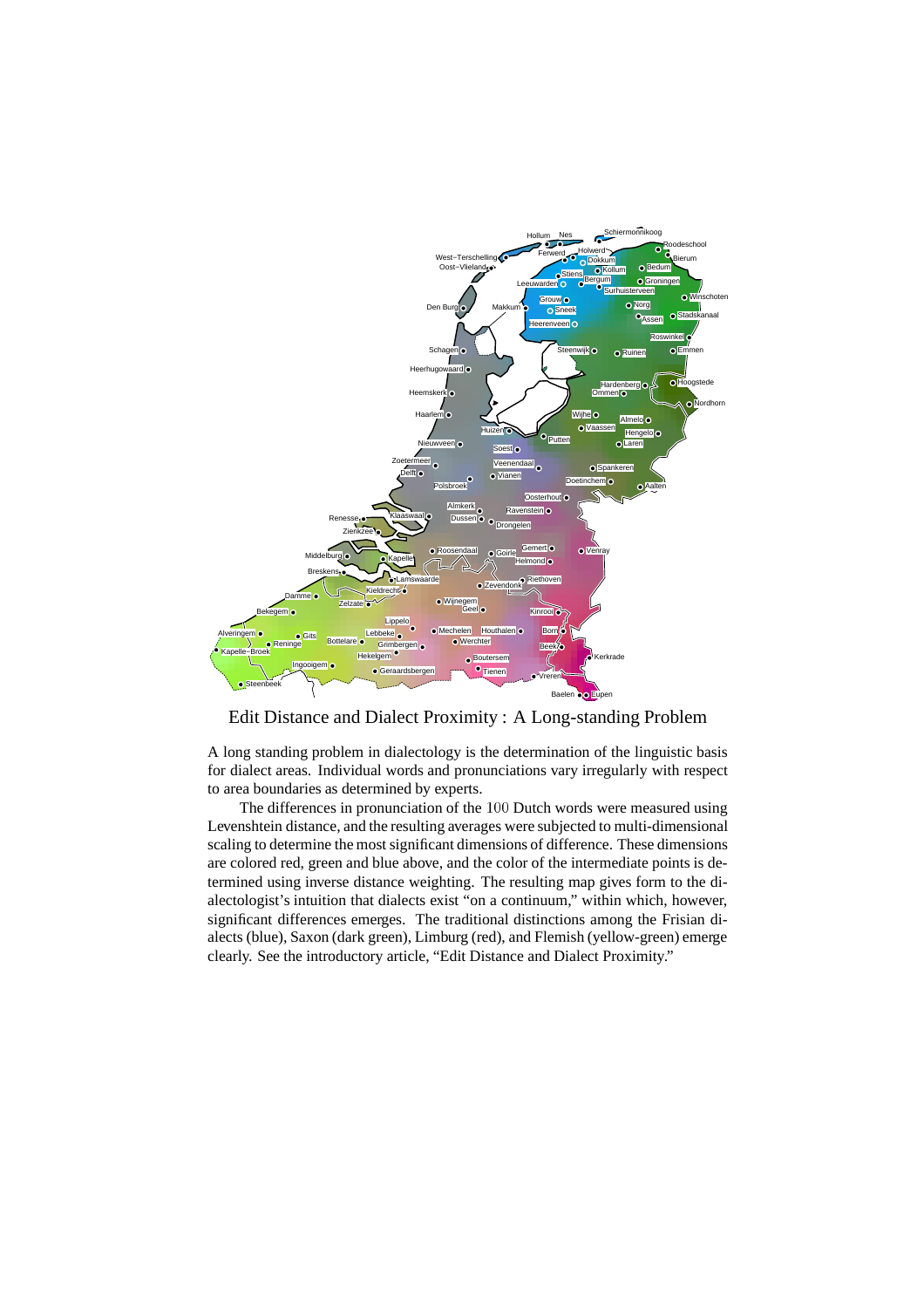Edit Distance and Dialect Proximity : A Long-standing Problem

A long standing problem in dialectology is the determination of the linguistic basis for dialect areas. Individual words and pronunciations vary irregularly with respect to area boundaries as determined by experts.

The differences in pronunciation of the 100 Dutch words were measured using Levenshtein distance, and the resulting averages were subjected to multi-dimensional scaling to determine the most significant dimensions of difference. These dimensions are colored red, green and blue above, and the color of the intermediate points is determined using inverse distance weighting. The resulting map gives form to the dialectologist's intuition that dialects exist "on a continuum," within which, however, significant differences emerges. The traditional distinctions among the Frisian dialects (blue), Saxon (dark green), Limburg (red), and Flemish (yellow-green) emerge clearly. See the introductory article, "Edit Distance and Dialect Proximity."